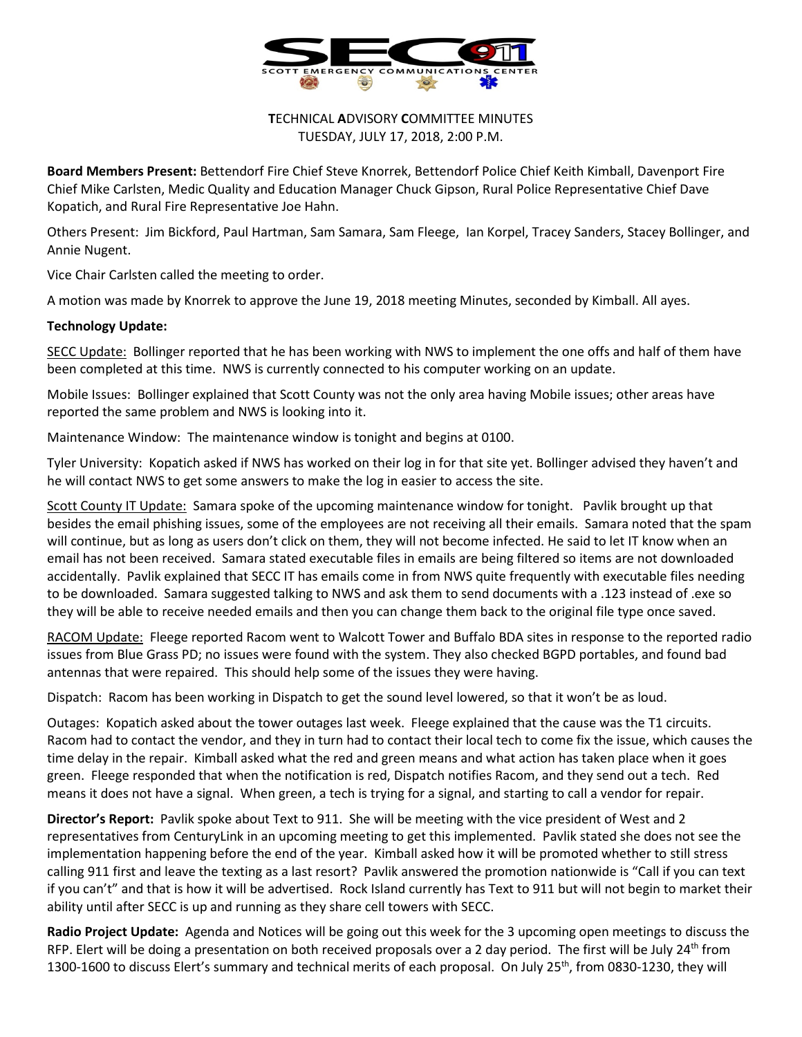SCOTT EMERGENCY COMMUNICATIONS CENTER

**T**ECHNICAL **A**DVISORY **C**OMMITTEE MINUTES
TUESDAY, JULY 17, 2018, 2:00 P.M.

**Board Members Present:** Bettendorf Fire Chief Steve Knorrek, Bettendorf Police Chief Keith Kimball, Davenport Fire Chief Mike Carlsten, Medic Quality and Education Manager Chuck Gipson, Rural Police Representative Chief Dave Kopatich, and Rural Fire Representative Joe Hahn.

Others Present: Jim Bickford, Paul Hartman, Sam Samara, Sam Fleege, Ian Korpel, Tracey Sanders, Stacey Bollinger, and Annie Nugent.

Vice Chair Carlsten called the meeting to order.

A motion was made by Knorrek to approve the June 19, 2018 meeting Minutes, seconded by Kimball. All ayes.

**Technology Update:**

SECC Update: Bollinger reported that he has been working with NWS to implement the one offs and half of them have been completed at this time. NWS is currently connected to his computer working on an update.

Mobile Issues: Bollinger explained that Scott County was not the only area having Mobile issues; other areas have reported the same problem and NWS is looking into it.

Maintenance Window: The maintenance window is tonight and begins at 0100.

Tyler University: Kopatich asked if NWS has worked on their log in for that site yet. Bollinger advised they haven't and he will contact NWS to get some answers to make the log in easier to access the site.

Scott County IT Update: Samara spoke of the upcoming maintenance window for tonight. Pavlik brought up that besides the email phishing issues, some of the employees are not receiving all their emails. Samara noted that the spam will continue, but as long as users don't click on them, they will not become infected. He said to let IT know when an email has not been received. Samara stated executable files in emails are being filtered so items are not downloaded accidentally. Pavlik explained that SECC IT has emails come in from NWS quite frequently with executable files needing to be downloaded. Samara suggested talking to NWS and ask them to send documents with a .123 instead of .exe so they will be able to receive needed emails and then you can change them back to the original file type once saved.

RACOM Update: Fleege reported Racom went to Walcott Tower and Buffalo BDA sites in response to the reported radio issues from Blue Grass PD; no issues were found with the system. They also checked BGPD portables, and found bad antennas that were repaired. This should help some of the issues they were having.

Dispatch: Racom has been working in Dispatch to get the sound level lowered, so that it won't be as loud.

Outages: Kopatich asked about the tower outages last week. Fleege explained that the cause was the T1 circuits. Racom had to contact the vendor, and they in turn had to contact their local tech to come fix the issue, which causes the time delay in the repair. Kimball asked what the red and green means and what action has taken place when it goes green. Fleege responded that when the notification is red, Dispatch notifies Racom, and they send out a tech. Red means it does not have a signal. When green, a tech is trying for a signal, and starting to call a vendor for repair.

**Director's Report:** Pavlik spoke about Text to 911. She will be meeting with the vice president of West and 2 representatives from CenturyLink in an upcoming meeting to get this implemented. Pavlik stated she does not see the implementation happening before the end of the year. Kimball asked how it will be promoted whether to still stress calling 911 first and leave the texting as a last resort? Pavlik answered the promotion nationwide is "Call if you can text if you can't" and that is how it will be advertised. Rock Island currently has Text to 911 but will not begin to market their ability until after SECC is up and running as they share cell towers with SECC.

**Radio Project Update:** Agenda and Notices will be going out this week for the 3 upcoming open meetings to discuss the RFP. Elert will be doing a presentation on both received proposals over a 2 day period. The first will be July 24th from 1300-1600 to discuss Elert's summary and technical merits of each proposal. On July 25th, from 0830-1230, they will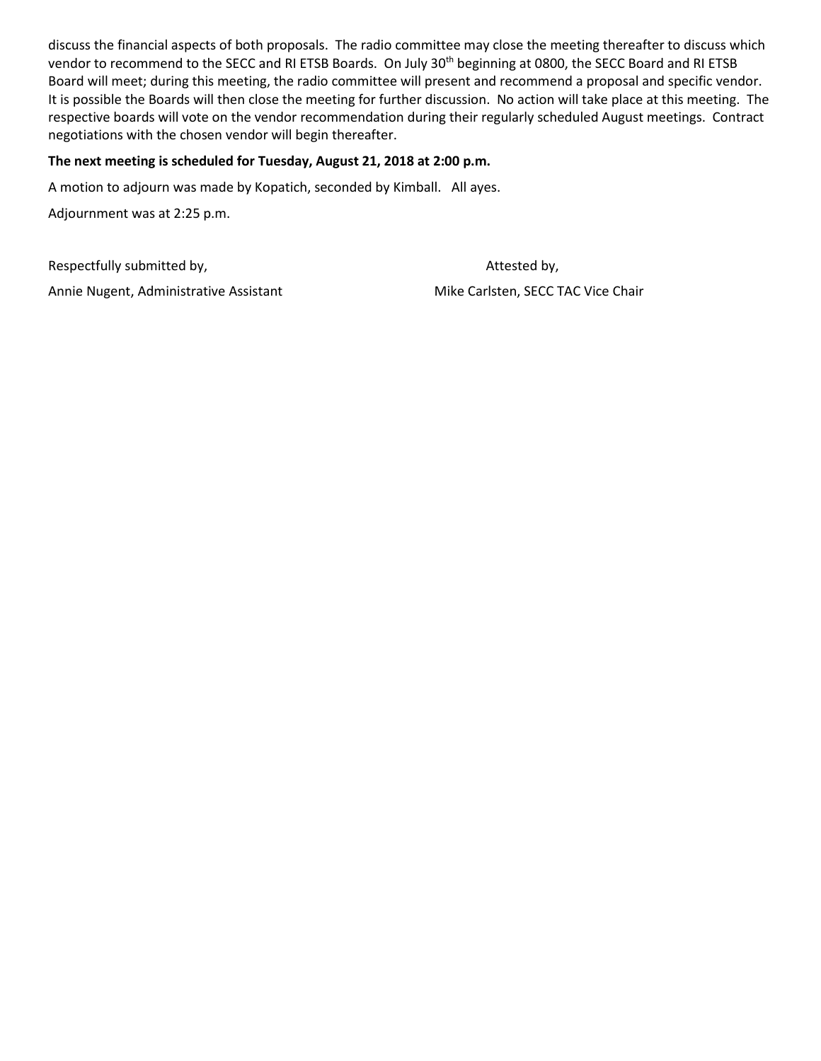discuss the financial aspects of both proposals. The radio committee may close the meeting thereafter to discuss which vendor to recommend to the SECC and RI ETSB Boards. On July 30th beginning at 0800, the SECC Board and RI ETSB Board will meet; during this meeting, the radio committee will present and recommend a proposal and specific vendor. It is possible the Boards will then close the meeting for further discussion. No action will take place at this meeting. The respective boards will vote on the vendor recommendation during their regularly scheduled August meetings. Contract negotiations with the chosen vendor will begin thereafter.

**The next meeting is scheduled for Tuesday, August 21, 2018 at 2:00 p.m.**

A motion to adjourn was made by Kopatich, seconded by Kimball. All ayes.

Adjournment was at 2:25 p.m.

Respectfully submitted by,

Annie Nugent, Administrative Assistant

Attested by,

Mike Carlsten, SECC TAC Vice Chair